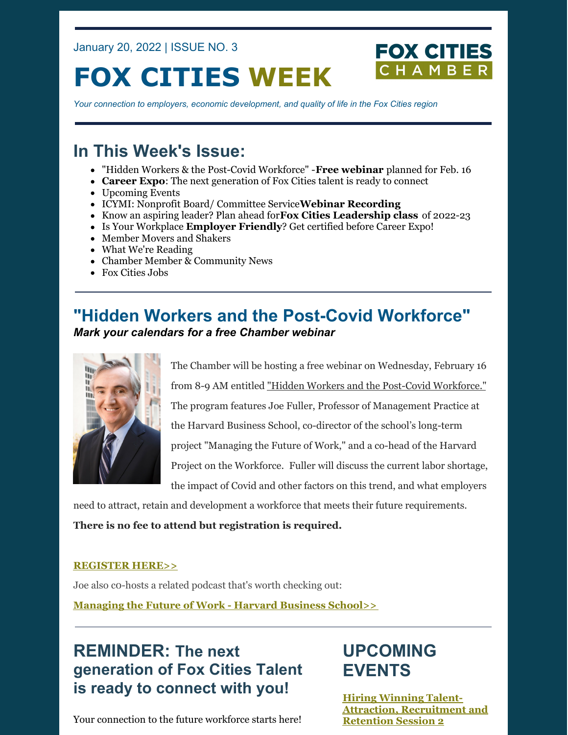January 20, 2022 | ISSUE NO. 3

# FOX CITIES WEEK

FOX CITIES CHAMBER

*Your connection to employers, economic development, and quality of life in the Fox Cities region*

## In This Week's Issue:

- "Hidden Workers & the Post-Covid Workforce" -**Free webinar** planned for Feb. 16
- **Career Expo**: The next generation of Fox Cities talent is ready to connect
- Upcoming Events
- ICYMI: Nonprofit Board/ Committee Service**Webinar Recording**
- Know an aspiring leader? Plan ahead for**Fox Cities Leadership class** of 2022-23
- Is Your Workplace **Employer Friendly**? Get certified before Career Expo!
- Member Movers and Shakers
- What We're Reading
- Chamber Member & Community News
- Fox Cities Jobs

---

## "Hidden Workers and the Post-Covid Workforce"

***Mark your calendars for a free Chamber webinar***

The Chamber will be hosting a free webinar on Wednesday, February 16 from 8-9 AM entitled "Hidden Workers and the Post-Covid Workforce." The program features Joe Fuller, Professor of Management Practice at the Harvard Business School, co-director of the school's long-term project "Managing the Future of Work," and a co-head of the Harvard Project on the Workforce. Fuller will discuss the current labor shortage, the impact of Covid and other factors on this trend, and what employers need to attract, retain and development a workforce that meets their future requirements.

**There is no fee to attend but registration is required.**

**REGISTER HERE>>**

Joe also co-hosts a related podcast that's worth checking out:

**Managing the Future of Work - Harvard Business School>>**

---

## REMINDER: The next generation of Fox Cities Talent is ready to connect with you!

Your connection to the future workforce starts here!

## UPCOMING EVENTS

**Hiring Winning Talent- Attraction, Recruitment and Retention Session 2**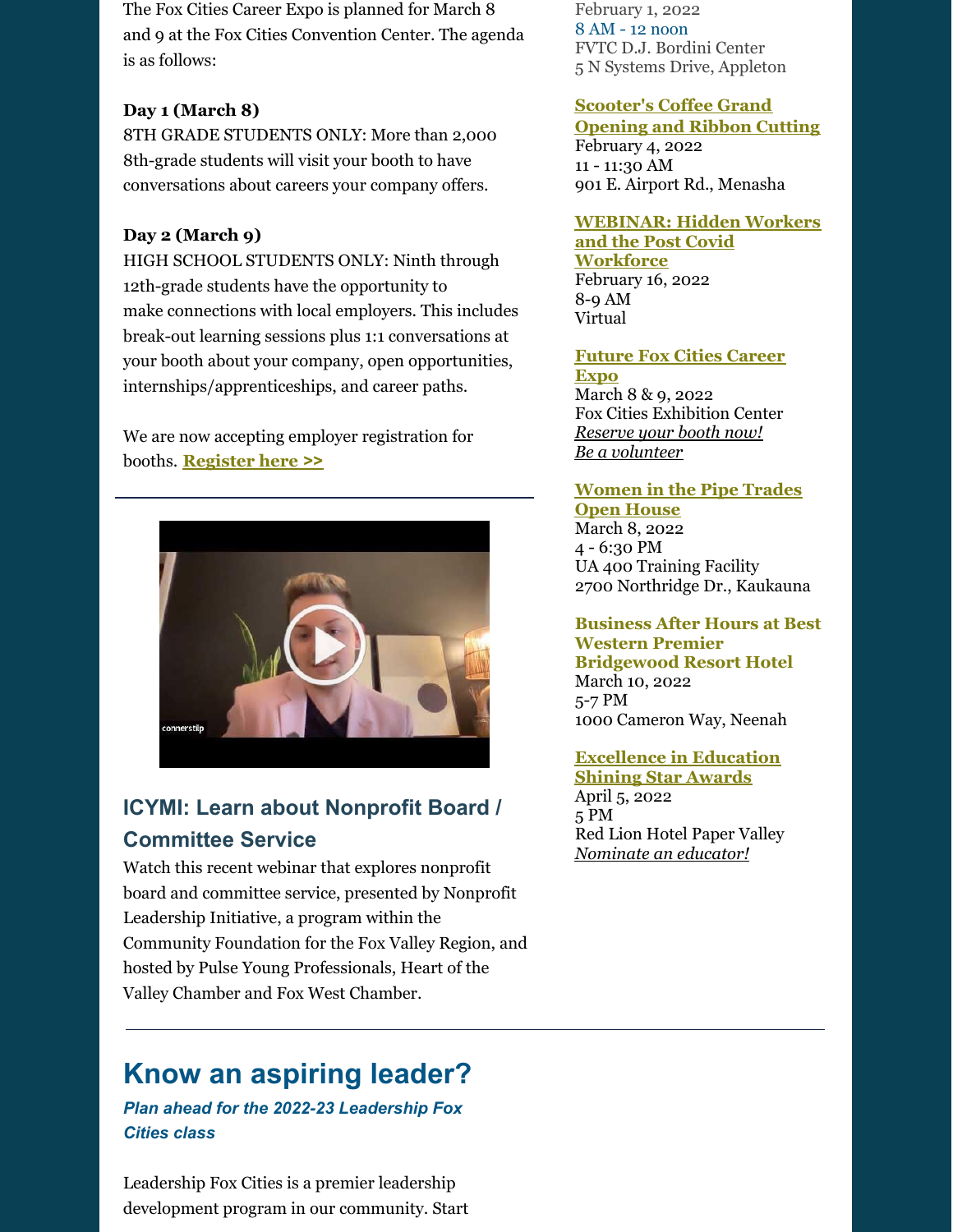The Fox Cities Career Expo is planned for March 8 and 9 at the Fox Cities Convention Center. The agenda is as follows:

**Day 1 (March 8)**
8TH GRADE STUDENTS ONLY: More than 2,000 8th-grade students will visit your booth to have conversations about careers your company offers.

**Day 2 (March 9)**
HIGH SCHOOL STUDENTS ONLY: Ninth through 12th-grade students have the opportunity to make connections with local employers. This includes break-out learning sessions plus 1:1 conversations at your booth about your company, open opportunities, internships/apprenticeships, and career paths.

We are now accepting employer registration for booths. **Register here >>**

---

## ICYMI: Learn about Nonprofit Board / Committee Service

Watch this recent webinar that explores nonprofit board and committee service, presented by Nonprofit Leadership Initiative, a program within the Community Foundation for the Fox Valley Region, and hosted by Pulse Young Professionals, Heart of the Valley Chamber and Fox West Chamber.

February 1, 2022
8 AM - 12 noon
FVTC D.J. Bordini Center
5 N Systems Drive, Appleton

**Scooter's Coffee Grand Opening and Ribbon Cutting**
February 4, 2022
11 - 11:30 AM
901 E. Airport Rd., Menasha

**WEBINAR: Hidden Workers and the Post Covid Workforce**
February 16, 2022
8-9 AM
Virtual

**Future Fox Cities Career Expo**
March 8 & 9, 2022
Fox Cities Exhibition Center
*Reserve your booth now!*
*Be a volunteer*

**Women in the Pipe Trades Open House**
March 8, 2022
4 - 6:30 PM
UA 400 Training Facility
2700 Northridge Dr., Kaukauna

**Business After Hours at Best Western Premier Bridgewood Resort Hotel**
March 10, 2022
5-7 PM
1000 Cameron Way, Neenah

**Excellence in Education Shining Star Awards**
April 5, 2022
5 PM
Red Lion Hotel Paper Valley
*Nominate an educator!*

---

# Know an aspiring leader?

***Plan ahead for the 2022-23 Leadership Fox Cities class***

Leadership Fox Cities is a premier leadership development program in our community. Start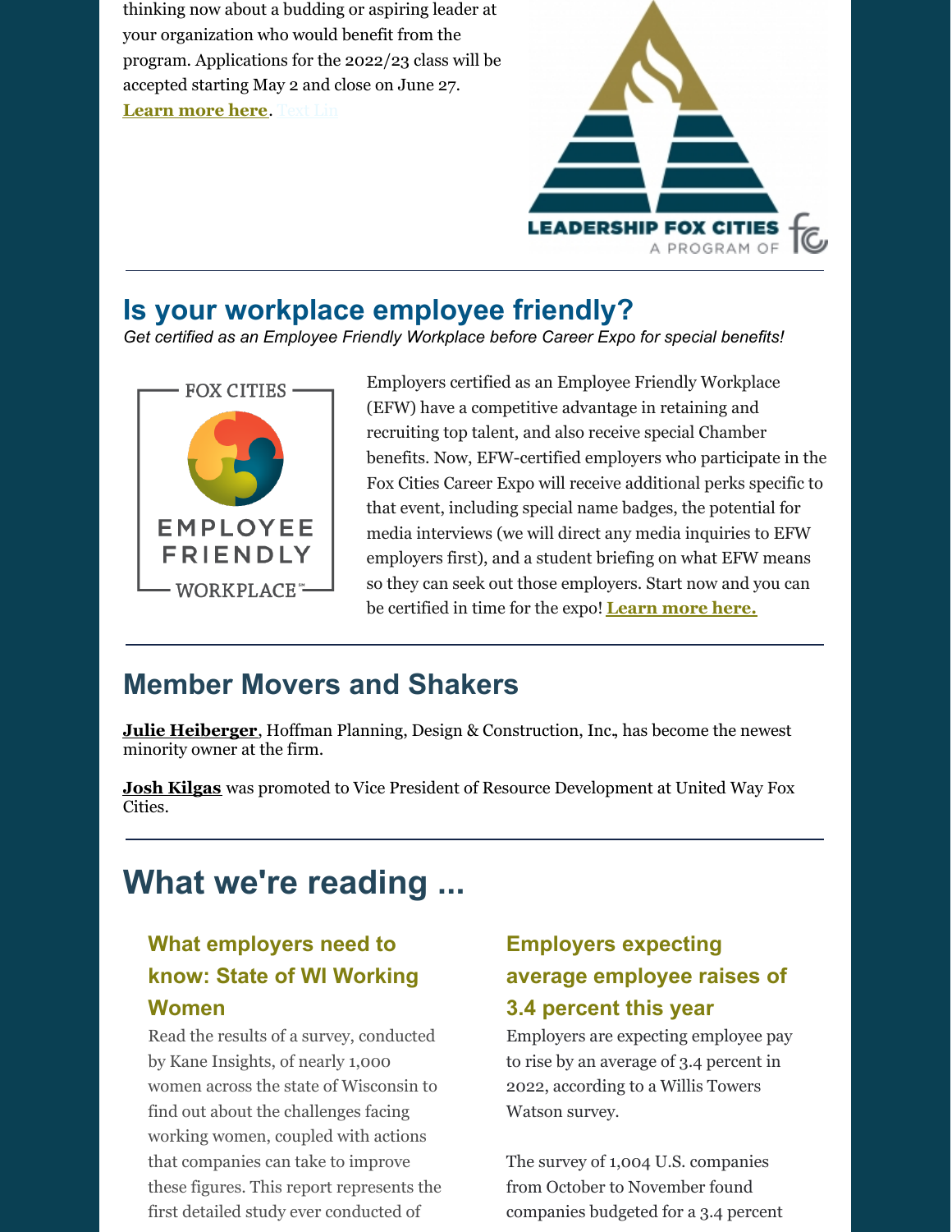thinking now about a budding or aspiring leader at your organization who would benefit from the program. Applications for the 2022/23 class will be accepted starting May 2 and close on June 27. **Learn more here**. Text Lin

---

## Is your workplace employee friendly?

*Get certified as an Employee Friendly Workplace before Career Expo for special benefits!*

Employers certified as an Employee Friendly Workplace (EFW) have a competitive advantage in retaining and recruiting top talent, and also receive special Chamber benefits. Now, EFW-certified employers who participate in the Fox Cities Career Expo will receive additional perks specific to that event, including special name badges, the potential for media interviews (we will direct any media inquiries to EFW employers first), and a student briefing on what EFW means so they can seek out those employers. Start now and you can be certified in time for the expo! **Learn more here.**

---

## Member Movers and Shakers

**Julie Heiberger**, Hoffman Planning, Design & Construction, Inc., has become the newest minority owner at the firm.

**Josh Kilgas** was promoted to Vice President of Resource Development at United Way Fox Cities.

---

# What we're reading ...

### What employers need to know: State of WI Working Women

Read the results of a survey, conducted by Kane Insights, of nearly 1,000 women across the state of Wisconsin to find out about the challenges facing working women, coupled with actions that companies can take to improve these figures. This report represents the first detailed study ever conducted of

### Employers expecting average employee raises of 3.4 percent this year

Employers are expecting employee pay to rise by an average of 3.4 percent in 2022, according to a Willis Towers Watson survey.

The survey of 1,004 U.S. companies from October to November found companies budgeted for a 3.4 percent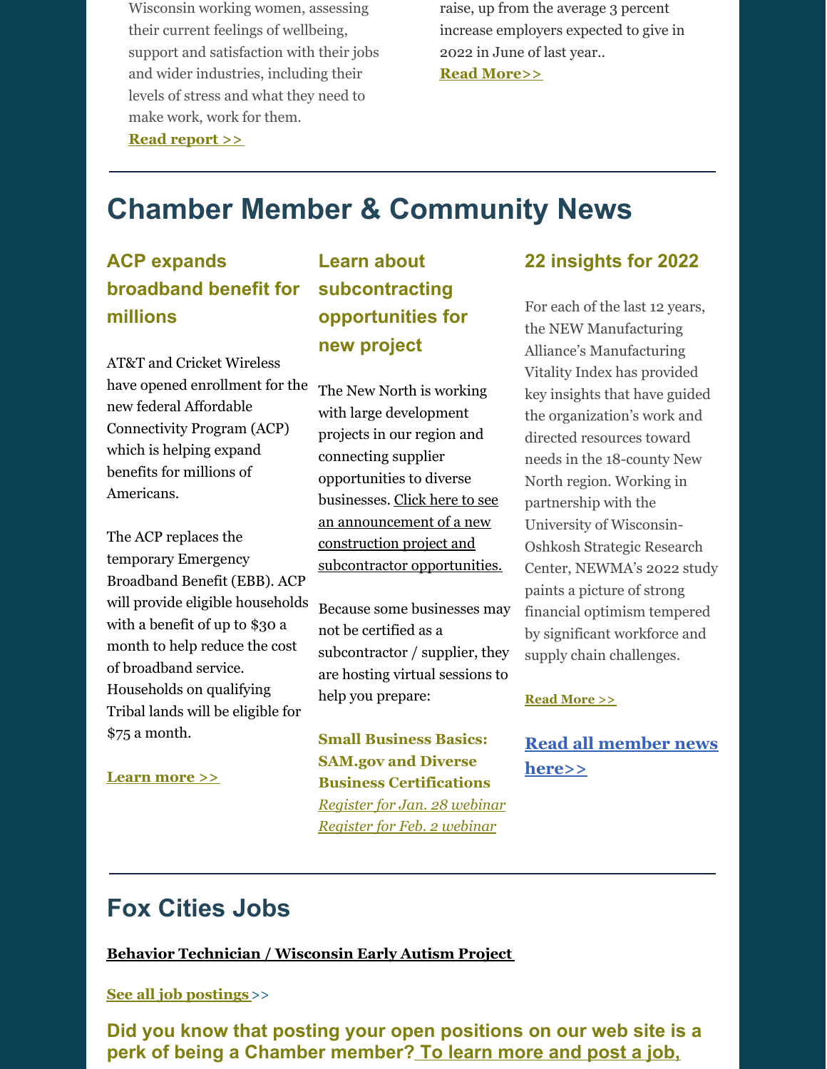Wisconsin working women, assessing their current feelings of wellbeing, support and satisfaction with their jobs and wider industries, including their levels of stress and what they need to make work, work for them.

**Read report >>**

raise, up from the average 3 percent increase employers expected to give in 2022 in June of last year..

**Read More>>**

# Chamber Member & Community News

### ACP expands broadband benefit for millions

AT&T and Cricket Wireless have opened enrollment for the new federal Affordable Connectivity Program (ACP) which is helping expand benefits for millions of Americans.

The ACP replaces the temporary Emergency Broadband Benefit (EBB). ACP will provide eligible households with a benefit of up to $30 a month to help reduce the cost of broadband service. Households on qualifying Tribal lands will be eligible for $75 a month.

**Learn more >>**

### Learn about subcontracting opportunities for new project

The New North is working with large development projects in our region and connecting supplier opportunities to diverse businesses. Click here to see an announcement of a new construction project and subcontractor opportunities.

Because some businesses may not be certified as a subcontractor / supplier, they are hosting virtual sessions to help you prepare:

**Small Business Basics: SAM.gov and Diverse Business Certifications**
*Register for Jan. 28 webinar*
*Register for Feb. 2 webinar*

### 22 insights for 2022

For each of the last 12 years, the NEW Manufacturing Alliance's Manufacturing Vitality Index has provided key insights that have guided the organization's work and directed resources toward needs in the 18-county New North region. Working in partnership with the University of Wisconsin-Oshkosh Strategic Research Center, NEWMA's 2022 study paints a picture of strong financial optimism tempered by significant workforce and supply chain challenges.

**Read More >>**

**Read all member news here>>**

# Fox Cities Jobs

**Behavior Technician / Wisconsin Early Autism Project**

**See all job postings** >>

### Did you know that posting your open positions on our web site is a perk of being a Chamber member? To learn more and post a job,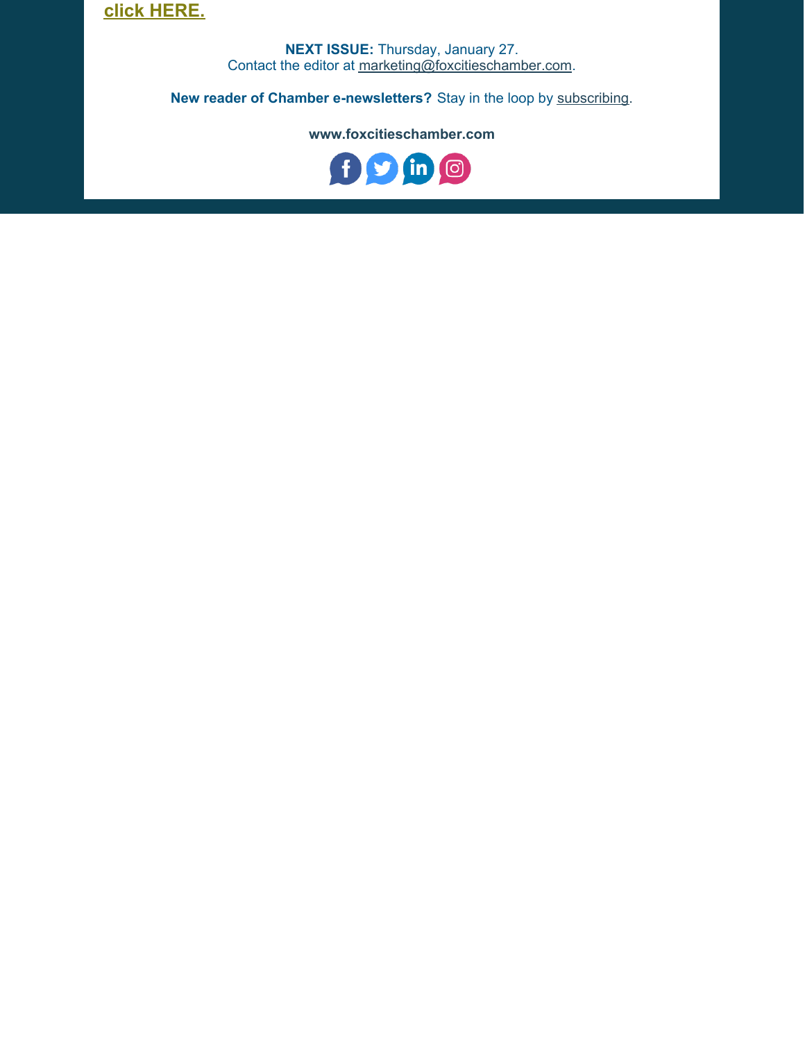**click HERE.**

**NEXT ISSUE:** Thursday, January 27.
Contact the editor at marketing@foxcitieschamber.com.

**New reader of Chamber e-newsletters?** Stay in the loop by subscribing.

**www.foxcitieschamber.com**